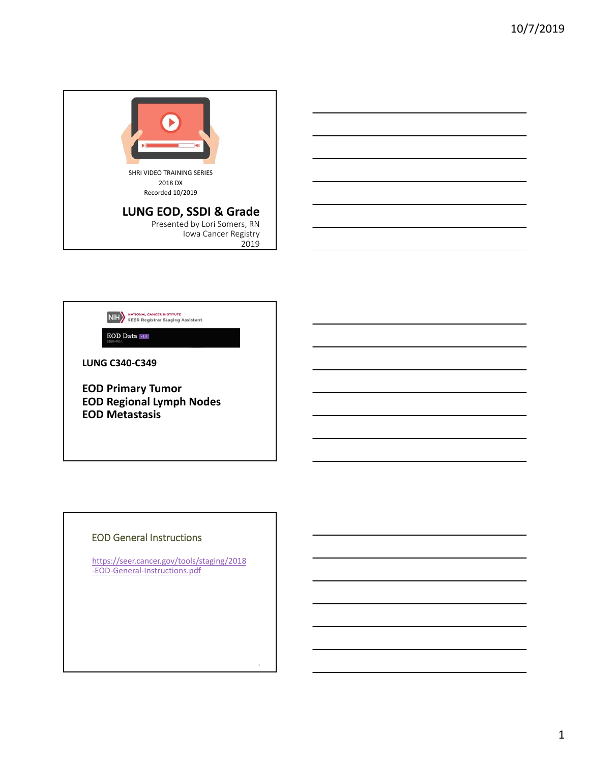SHRI VIDEO TRAINING SERIES

2018 DX

Recorded 10/2019

# LUNG EOD, SSDI & Grade

Presented by Lori Somers, RN

Iowa Cancer Registry

2019

---

NATIONAL CANCER INSTITUTE

SEER Registrar Staging Assistant

EOD Data v1.5

**LUNG C340-C349**

**EOD Primary Tumor**
**EOD Regional Lymph Nodes**
**EOD Metastasis**

---

## EOD General Instructions

https://seer.cancer.gov/tools/staging/2018-EOD-General-Instructions.pdf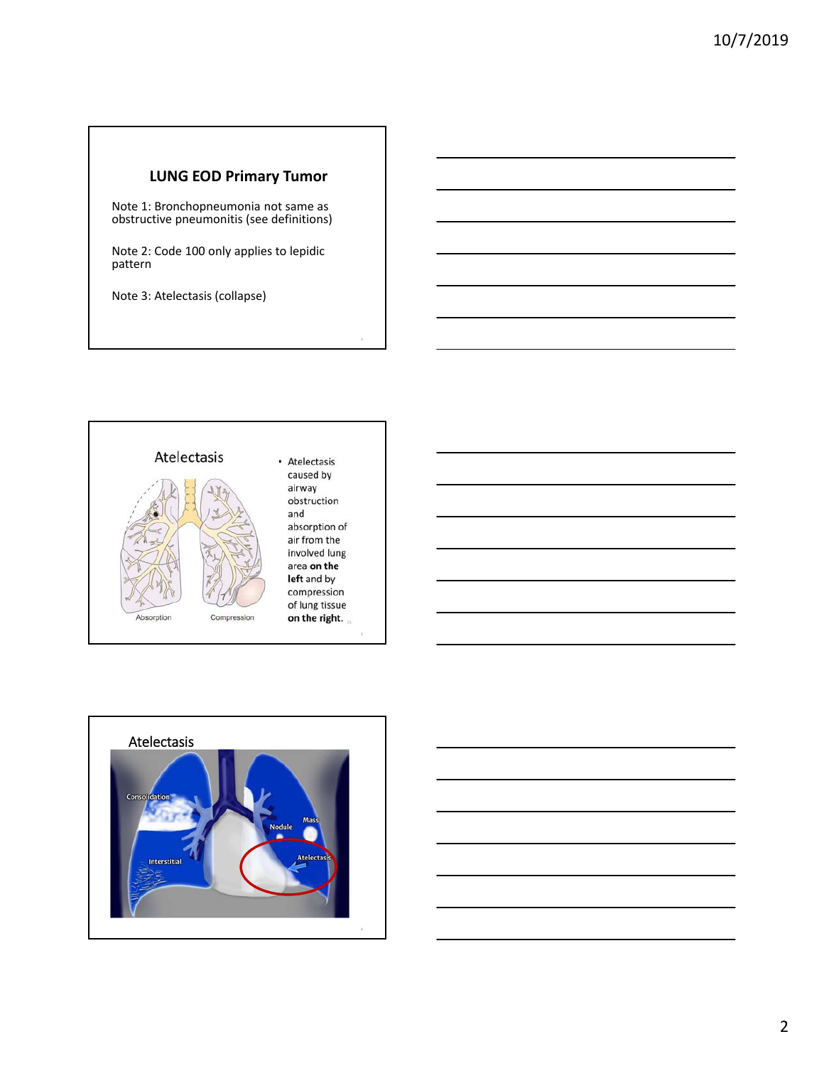## LUNG EOD Primary Tumor

Note 1: Bronchopneumonia not same as obstructive pneumonitis (see definitions)

Note 2: Code 100 only applies to lepidic pattern

Note 3: Atelectasis (collapse)

## Atelectasis

Absorption    Compression

- Atelectasis caused by airway obstruction and absorption of air from the involved lung area **on the left** and by compression of lung tissue **on the right.**

## Atelectasis

Consolidation
Nodule
Mass
Interstitial
Atelectasis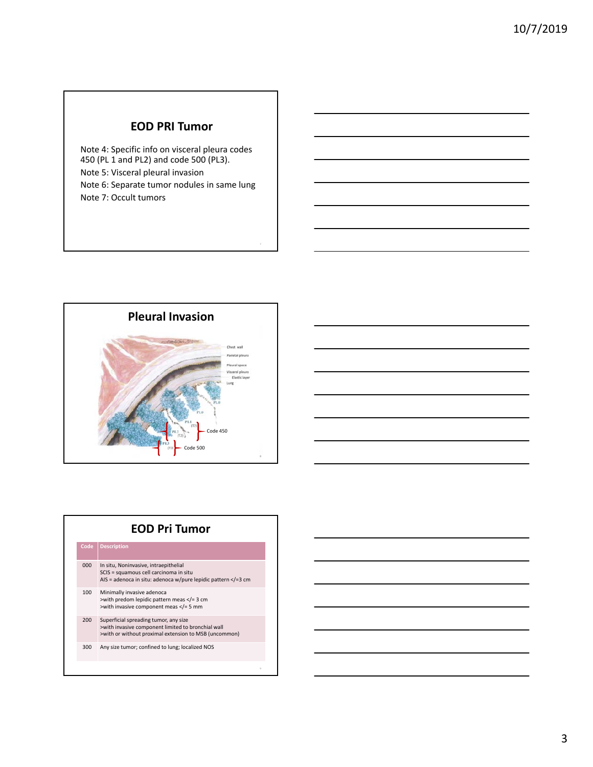## EOD PRI Tumor

Note 4: Specific info on visceral pleura codes 450 (PL 1 and PL2) and code 500 (PL3).

Note 5: Visceral pleural invasion

Note 6: Separate tumor nodules in same lung

Note 7: Occult tumors

## Pleural Invasion

Chest wall

Parietal pleura

Pleural space

Visceral pleura

Elastic layer

Lung

PL0

PL0

PL1 (T2)

PL2 (T2)

Code 450

PL3 (T3)

Code 500

## EOD Pri Tumor

| Code | Description |
|---|---|
| 000 | In situ, Noninvasive, intraepithelial<br>SCIS = squamous cell carcinoma in situ<br>AIS = adenoca in situ: adenoca w/pure lepidic pattern </=3 cm |
| 100 | Minimally invasive adenoca<br>>with predom lepidic pattern meas </= 3 cm<br>>with invasive component meas </= 5 mm |
| 200 | Superficial spreading tumor, any size<br>>with invasive component limited to bronchial wall<br>>with or without proximal extension to MSB (uncommon) |
| 300 | Any size tumor; confined to lung; localized NOS |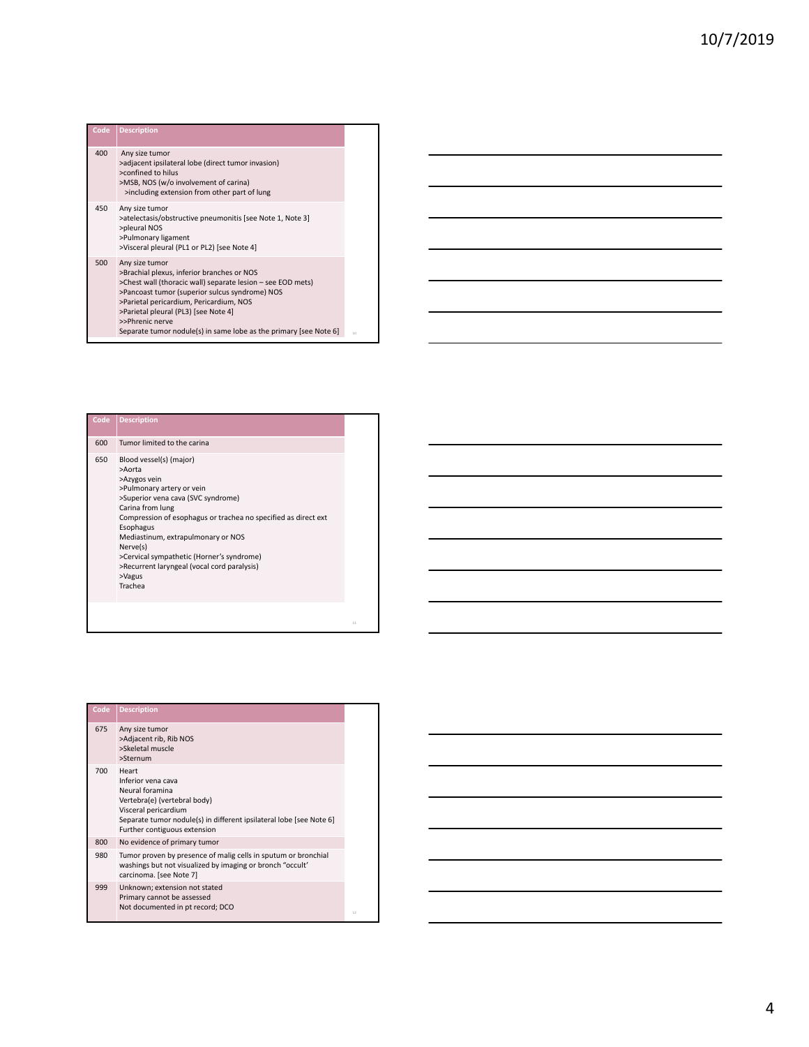| Code | Description |
| --- | --- |
| 400 | Any size tumor<br>>adjacent ipsilateral lobe (direct tumor invasion)<br>>confined to hilus<br>>MSB, NOS (w/o involvement of carina)<br>>including extension from other part of lung |
| 450 | Any size tumor<br>>atelectasis/obstructive pneumonitis [see Note 1, Note 3]<br>>pleural NOS<br>>Pulmonary ligament<br>>Visceral pleural (PL1 or PL2) [see Note 4] |
| 500 | Any size tumor<br>>Brachial plexus, inferior branches or NOS<br>>Chest wall (thoracic wall) separate lesion – see EOD mets)<br>>Pancoast tumor (superior sulcus syndrome) NOS<br>>Parietal pericardium, Pericardium, NOS<br>>Parietal pleural (PL3) [see Note 4]<br>>>Phrenic nerve<br>Separate tumor nodule(s) in same lobe as the primary [see Note 6] |

| Code | Description |
| --- | --- |
| 600 | Tumor limited to the carina |
| 650 | Blood vessel(s) (major)<br>>Aorta<br>>Azygos vein<br>>Pulmonary artery or vein<br>>Superior vena cava (SVC syndrome)<br>Carina from lung<br>Compression of esophagus or trachea no specified as direct ext<br>Esophagus<br>Mediastinum, extrapulmonary or NOS<br>Nerve(s)<br>>Cervical sympathetic (Horner's syndrome)<br>>Recurrent laryngeal (vocal cord paralysis)<br>>Vagus<br>Trachea |

| Code | Description |
| --- | --- |
| 675 | Any size tumor<br>>Adjacent rib, Rib NOS<br>>Skeletal muscle<br>>Sternum |
| 700 | Heart<br>Inferior vena cava<br>Neural foramina<br>Vertebra(e) (vertebral body)<br>Visceral pericardium<br>Separate tumor nodule(s) in different ipsilateral lobe [see Note 6]<br>Further contiguous extension |
| 800 | No evidence of primary tumor |
| 980 | Tumor proven by presence of malig cells in sputum or bronchial washings but not visualized by imaging or bronch "occult' carcinoma. [see Note 7] |
| 999 | Unknown; extension not stated<br>Primary cannot be assessed<br>Not documented in pt record; DCO |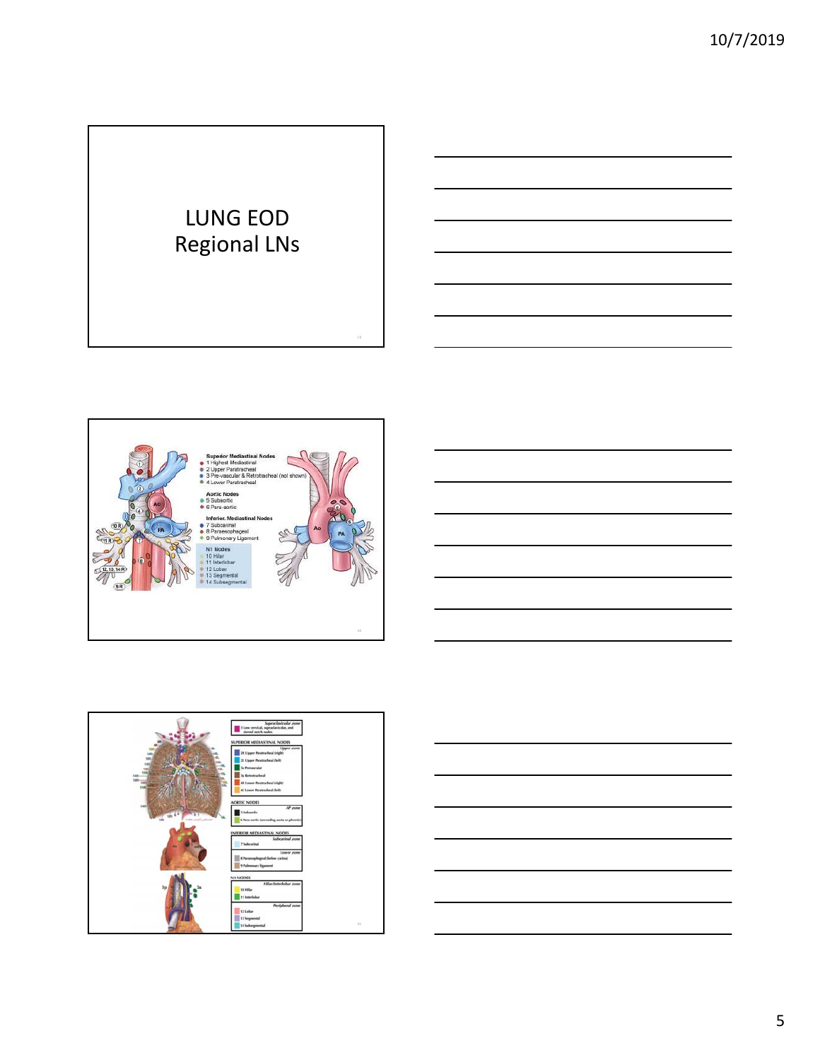# LUNG EOD Regional LNs

**Superior Mediastinal Nodes**
- 1 Highest Mediastinal
- 2 Upper Paratracheal
- 3 Pre-vascular & Retrotracheal (not shown)
- 4 Lower Paratracheal

**Aortic Nodes**
- 5 Subaortic
- 6 Para-aortic

**Inferior Mediastinal Nodes**
- 7 Subcarinal
- 8 Paraesophageal
- 9 Pulmonary Ligament

**N1 Nodes**
- 10 Hilar
- 11 Interlobar
- 12 Lobar
- 13 Segmental
- 14 Subsegmental

---

*Supraclavicular zone*
- 1 Low cervical, supraclavicular, and sternal notch nodes

**SUPERIOR MEDIASTINAL NODES**

*Upper zone*
- 2R Upper Paratracheal (right)
- 2L Upper Paratracheal (left)
- 3a Prevascular
- 3p Retrotracheal
- 4R Lower Paratracheal (right)
- 4L Lower Paratracheal (left)

**AORTIC NODES**

*AP zone*
- 5 Subaortic
- 6 Para-aortic (ascending aorta or phrenic)

**INFERIOR MEDIASTINAL NODES**

*Subcarinal zone*
- 7 Subcarinal

*Lower zone*
- 8 Paraesophageal (below carina)
- 9 Pulmonary ligament

**N1 NODES**

*Hilar/Interlobar zone*
- 10 Hilar
- 11 Interlobar

*Peripheral zone*
- 12 Lobar
- 13 Segmental
- 14 Subsegmental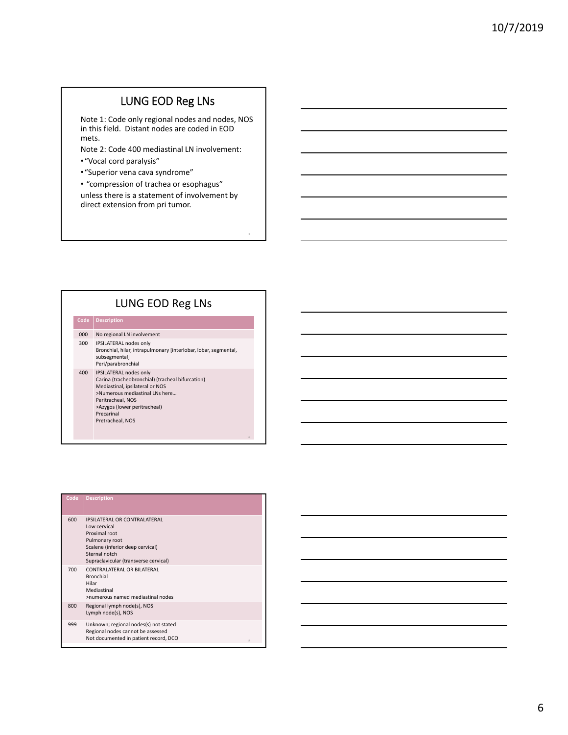## LUNG EOD Reg LNs

Note 1: Code only regional nodes and nodes, NOS in this field. Distant nodes are coded in EOD mets.

Note 2: Code 400 mediastinal LN involvement:

- "Vocal cord paralysis"
- "Superior vena cava syndrome"
- "compression of trachea or esophagus"

unless there is a statement of involvement by direct extension from pri tumor.

## LUNG EOD Reg LNs

| Code | Description |
|---|---|
| 000 | No regional LN involvement |
| 300 | IPSILATERAL nodes only<br>Bronchial, hilar, intrapulmonary [interlobar, lobar, segmental, subsegmental]<br>Peri/parabronchial |
| 400 | IPSILATERAL nodes only<br>Carina (tracheobronchial) (tracheal bifurcation)<br>Mediastinal, ipsilateral or NOS<br>>Numerous mediastinal LNs here…<br>Peritracheal, NOS<br>>Azygos (lower peritracheal)<br>Precarinal<br>Pretracheal, NOS |

| Code | Description |
|---|---|
| 600 | IPSILATERAL OR CONTRALATERAL<br>Low cervical<br>Proximal root<br>Pulmonary root<br>Scalene (inferior deep cervical)<br>Sternal notch<br>Supraclavicular (transverse cervical) |
| 700 | CONTRALATERAL OR BILATERAL<br>Bronchial<br>Hilar<br>Mediastinal<br>>numerous named mediastinal nodes |
| 800 | Regional lymph node(s), NOS<br>Lymph node(s), NOS |
| 999 | Unknown; regional nodes(s) not stated<br>Regional nodes cannot be assessed<br>Not documented in patient record, DCO |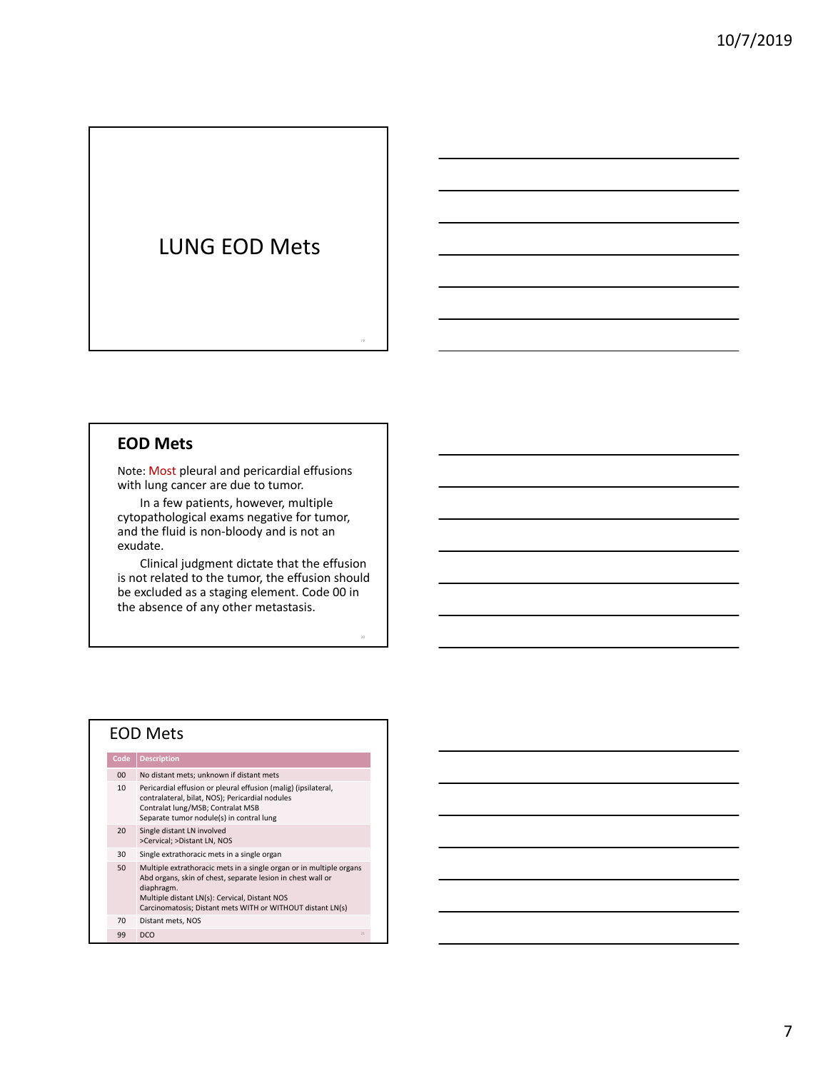# LUNG EOD Mets

## EOD Mets

Note: Most pleural and pericardial effusions with lung cancer are due to tumor.

In a few patients, however, multiple cytopathological exams negative for tumor, and the fluid is non-bloody and is not an exudate.

Clinical judgment dictate that the effusion is not related to the tumor, the effusion should be excluded as a staging element. Code 00 in the absence of any other metastasis.

## EOD Mets

| Code | Description |
|---|---|
| 00 | No distant mets; unknown if distant mets |
| 10 | Pericardial effusion or pleural effusion (malig) (ipsilateral, contralateral, bilat, NOS); Pericardial nodules<br>Contralat lung/MSB; Contralat MSB<br>Separate tumor nodule(s) in contral lung |
| 20 | Single distant LN involved<br>>Cervical; >Distant LN, NOS |
| 30 | Single extrathoracic mets in a single organ |
| 50 | Multiple extrathoracic mets in a single organ or in multiple organs<br>Abd organs, skin of chest, separate lesion in chest wall or diaphragm.<br>Multiple distant LN(s): Cervical, Distant NOS<br>Carcinomatosis; Distant mets WITH or WITHOUT distant LN(s) |
| 70 | Distant mets, NOS |
| 99 | DCO |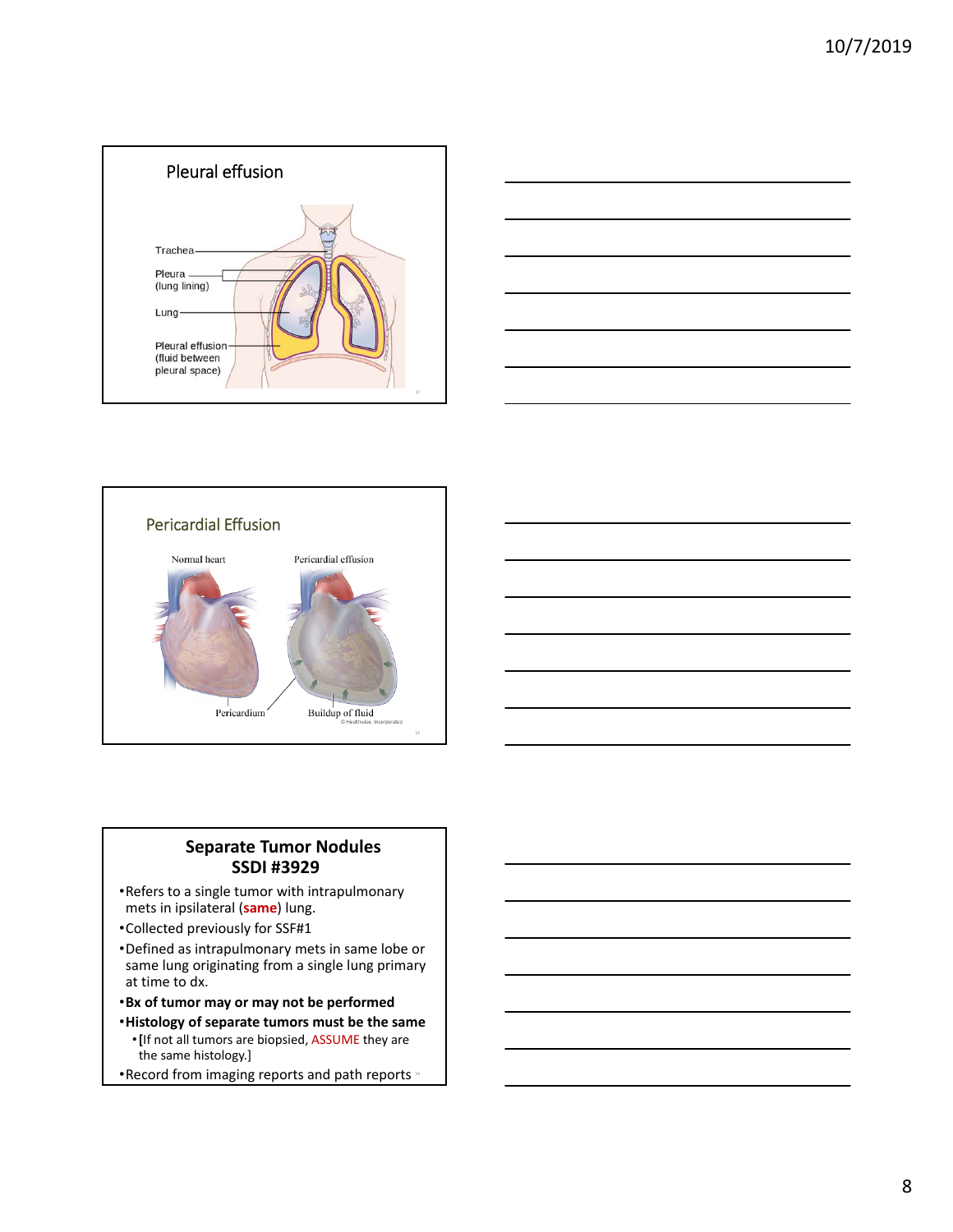## Pleural effusion

Trachea

Pleura (lung lining)

Lung

Pleural effusion (fluid between pleural space)

## Pericardial Effusion

Normal heart

Pericardial effusion

Pericardium

Buildup of fluid

## Separate Tumor Nodules SSDI #3929

- Refers to a single tumor with intrapulmonary mets in ipsilateral (**same**) lung.
- Collected previously for SSF#1
- Defined as intrapulmonary mets in same lobe or same lung originating from a single lung primary at time to dx.
- **Bx of tumor may or may not be performed**
- **Histology of separate tumors must be the same**
  - [If not all tumors are biopsied, ASSUME they are the same histology.]
- Record from imaging reports and path reports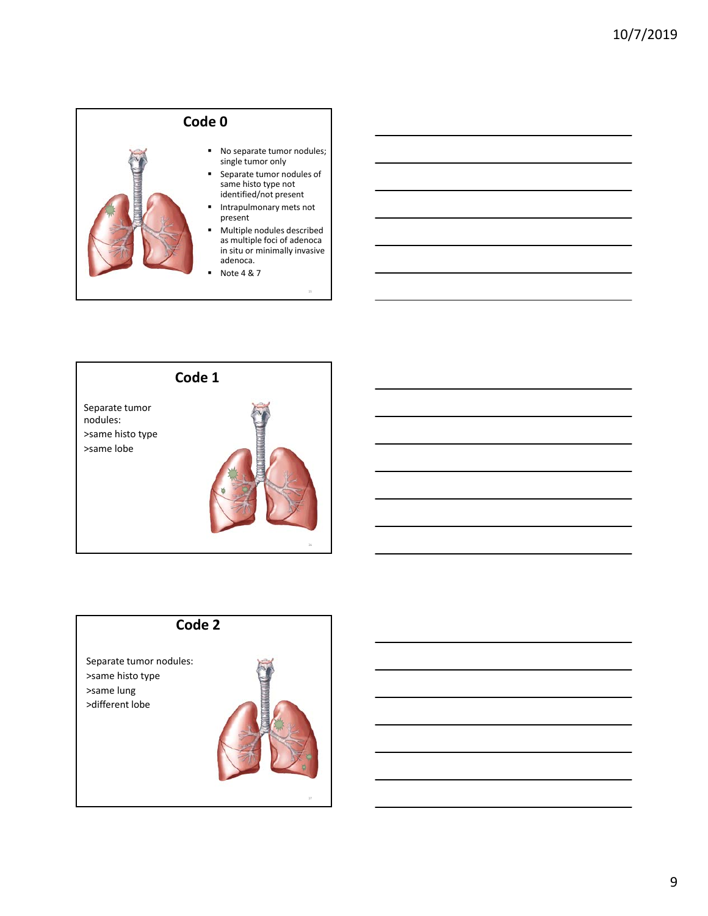## Code 0

- No separate tumor nodules; single tumor only
- Separate tumor nodules of same histo type not identified/not present
- Intrapulmonary mets not present
- Multiple nodules described as multiple foci of adenoca in situ or minimally invasive adenoca.
- Note 4 & 7

## Code 1

Separate tumor nodules:
>same histo type
>same lobe

## Code 2

Separate tumor nodules:
>same histo type
>same lung
>different lobe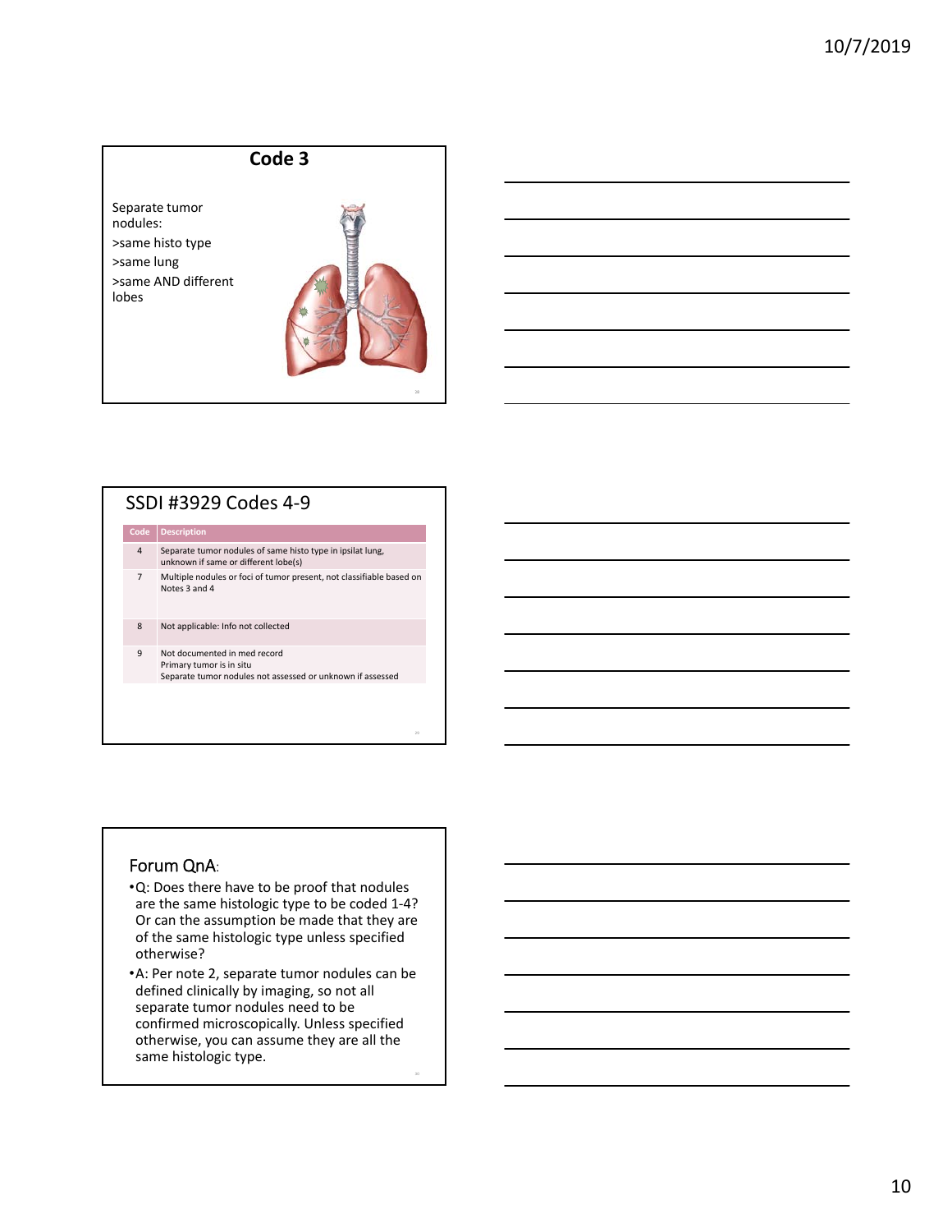## Code 3

Separate tumor nodules:

>same histo type

>same lung

>same AND different lobes

## SSDI #3929 Codes 4-9

| Code | Description |
|---|---|
| 4 | Separate tumor nodules of same histo type in ipsilat lung, unknown if same or different lobe(s) |
| 7 | Multiple nodules or foci of tumor present, not classifiable based on Notes 3 and 4 |
| 8 | Not applicable: Info not collected |
| 9 | Not documented in med record<br>Primary tumor is in situ<br>Separate tumor nodules not assessed or unknown if assessed |

## Forum QnA:

- Q: Does there have to be proof that nodules are the same histologic type to be coded 1-4? Or can the assumption be made that they are of the same histologic type unless specified otherwise?
- A: Per note 2, separate tumor nodules can be defined clinically by imaging, so not all separate tumor nodules need to be confirmed microscopically. Unless specified otherwise, you can assume they are all the same histologic type.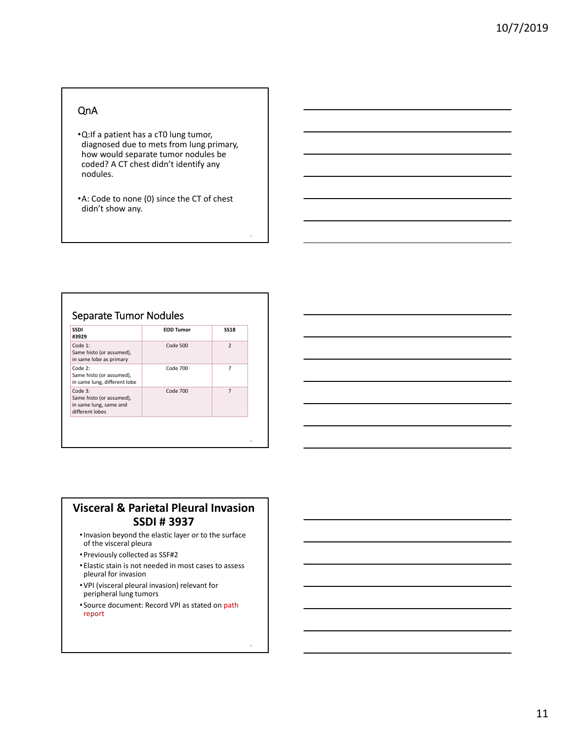## QnA

- Q:If a patient has a cT0 lung tumor, diagnosed due to mets from lung primary, how would separate tumor nodules be coded? A CT chest didn't identify any nodules.
- A: Code to none (0) since the CT of chest didn't show any.

## Separate Tumor Nodules

| SSDI #3929 | EOD Tumor | SS18 |
| --- | --- | --- |
| Code 1: Same histo (or assumed), in same lobe as primary | Code 500 | 2 |
| Code 2: Same histo (or assumed), in same lung, different lobe | Code 700 | 7 |
| Code 3: Same histo (or assumed), in same lung, same and different lobes | Code 700 | 7 |

## Visceral & Parietal Pleural Invasion SSDI # 3937

- Invasion beyond the elastic layer or to the surface of the visceral pleura
- Previously collected as SSF#2
- Elastic stain is not needed in most cases to assess pleural for invasion
- VPI (visceral pleural invasion) relevant for peripheral lung tumors
- Source document: Record VPI as stated on path report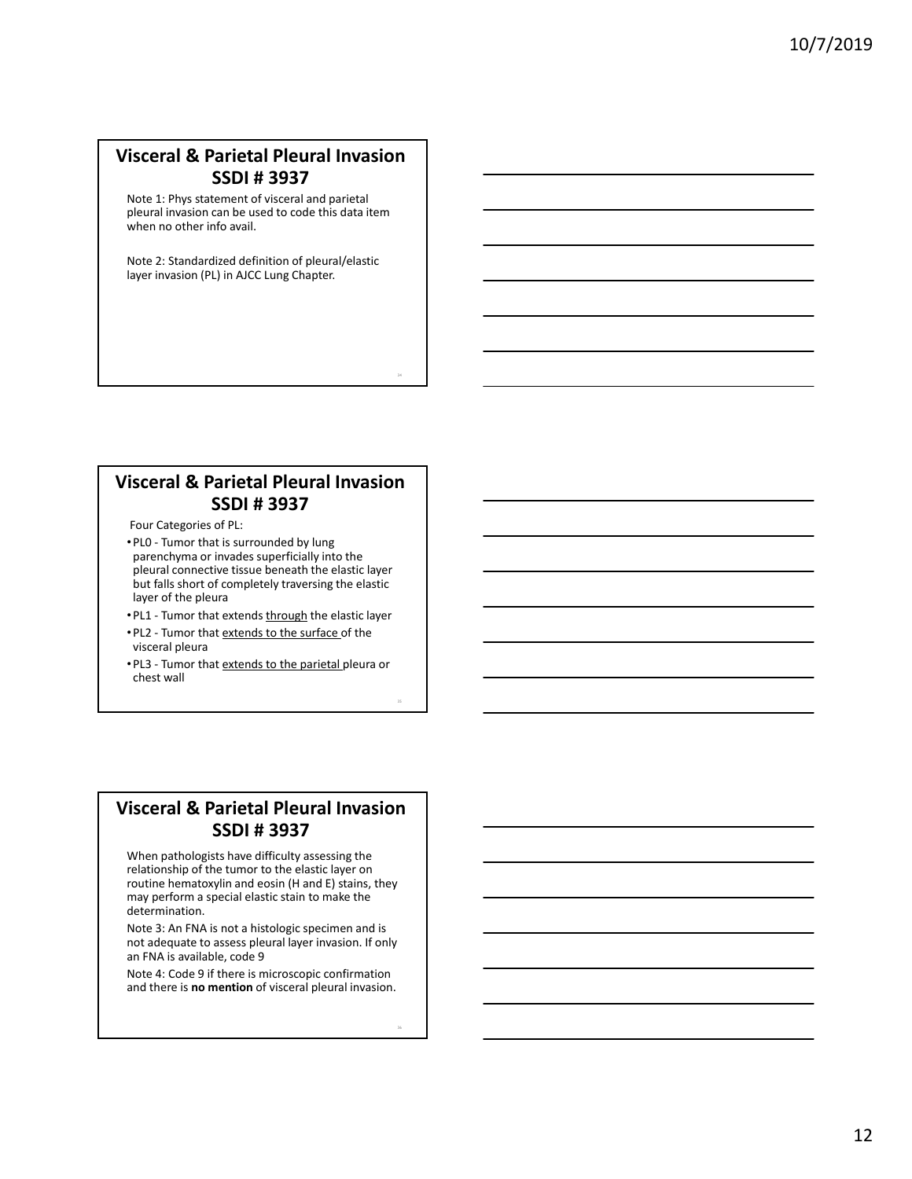## Visceral & Parietal Pleural Invasion SSDI # 3937

Note 1: Phys statement of visceral and parietal pleural invasion can be used to code this data item when no other info avail.

Note 2: Standardized definition of pleural/elastic layer invasion (PL) in AJCC Lung Chapter.

## Visceral & Parietal Pleural Invasion SSDI # 3937

Four Categories of PL:

- PL0 - Tumor that is surrounded by lung parenchyma or invades superficially into the pleural connective tissue beneath the elastic layer but falls short of completely traversing the elastic layer of the pleura
- PL1 - Tumor that extends through the elastic layer
- PL2 - Tumor that extends to the surface of the visceral pleura
- PL3 - Tumor that extends to the parietal pleura or chest wall

## Visceral & Parietal Pleural Invasion SSDI # 3937

When pathologists have difficulty assessing the relationship of the tumor to the elastic layer on routine hematoxylin and eosin (H and E) stains, they may perform a special elastic stain to make the determination.

Note 3: An FNA is not a histologic specimen and is not adequate to assess pleural layer invasion. If only an FNA is available, code 9

Note 4: Code 9 if there is microscopic confirmation and there is **no mention** of visceral pleural invasion.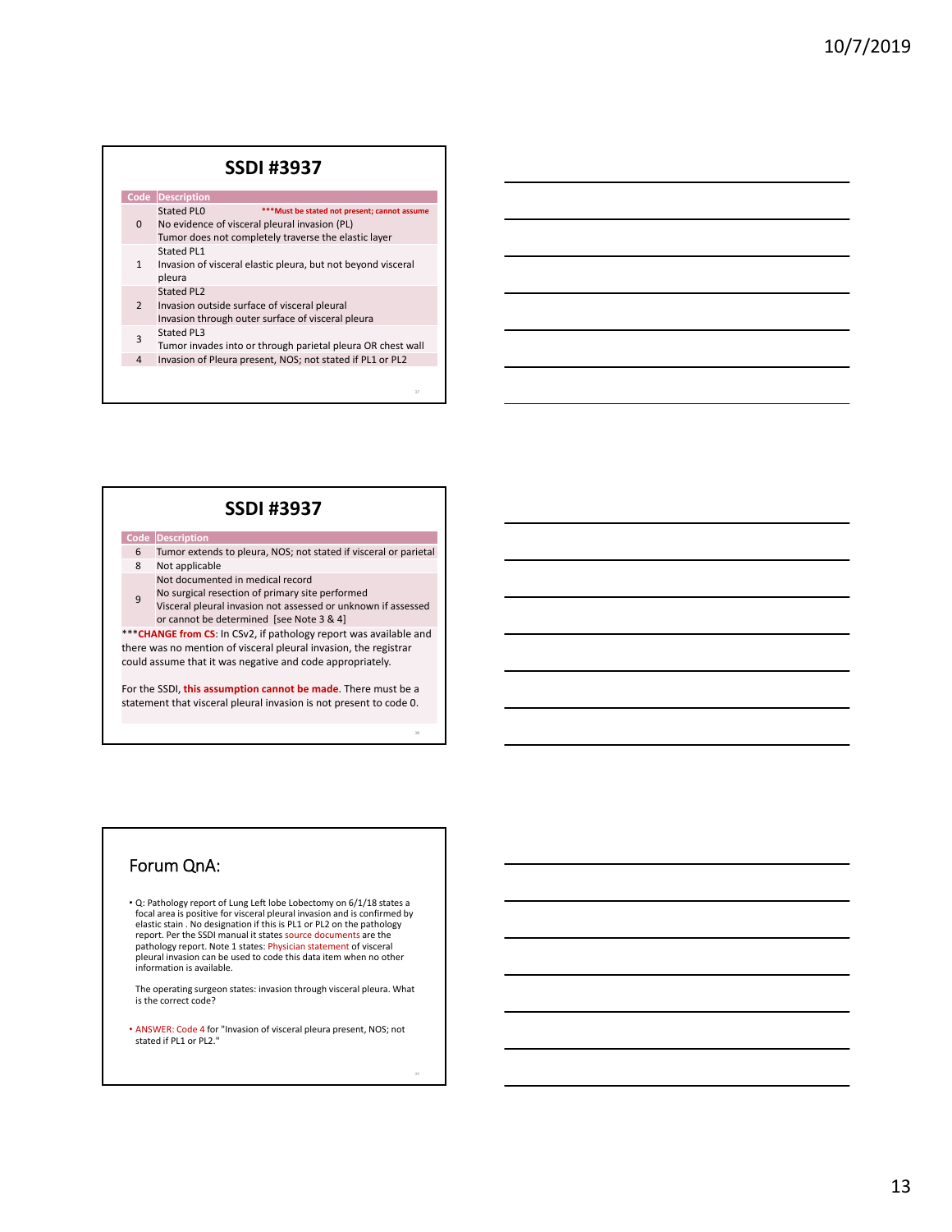## SSDI #3937

| Code | Description |
|---|---|
| 0 | Stated PL0 ***Must be stated not present; cannot assume<br>No evidence of visceral pleural invasion (PL)<br>Tumor does not completely traverse the elastic layer |
| 1 | Stated PL1<br>Invasion of visceral elastic pleura, but not beyond visceral pleura |
| 2 | Stated PL2<br>Invasion outside surface of visceral pleural<br>Invasion through outer surface of visceral pleura |
| 3 | Stated PL3<br>Tumor invades into or through parietal pleura OR chest wall |
| 4 | Invasion of Pleura present, NOS; not stated if PL1 or PL2 |

## SSDI #3937

| Code | Description |
|---|---|
| 6 | Tumor extends to pleura, NOS; not stated if visceral or parietal |
| 8 | Not applicable |
| 9 | Not documented in medical record<br>No surgical resection of primary site performed<br>Visceral pleural invasion not assessed or unknown if assessed or cannot be determined [see Note 3 & 4] |

***CHANGE from CS: In CSv2, if pathology report was available and there was no mention of visceral pleural invasion, the registrar could assume that it was negative and code appropriately.

For the SSDI, **this assumption cannot be made**. There must be a statement that visceral pleural invasion is not present to code 0.

## Forum QnA:

- Q: Pathology report of Lung Left lobe Lobectomy on 6/1/18 states a focal area is positive for visceral pleural invasion and is confirmed by elastic stain . No designation if this is PL1 or PL2 on the pathology report. Per the SSDI manual it states source documents are the pathology report. Note 1 states: Physician statement of visceral pleural invasion can be used to code this data item when no other information is available.

  The operating surgeon states: invasion through visceral pleura. What is the correct code?

- ANSWER: Code 4 for "Invasion of visceral pleura present, NOS; not stated if PL1 or PL2."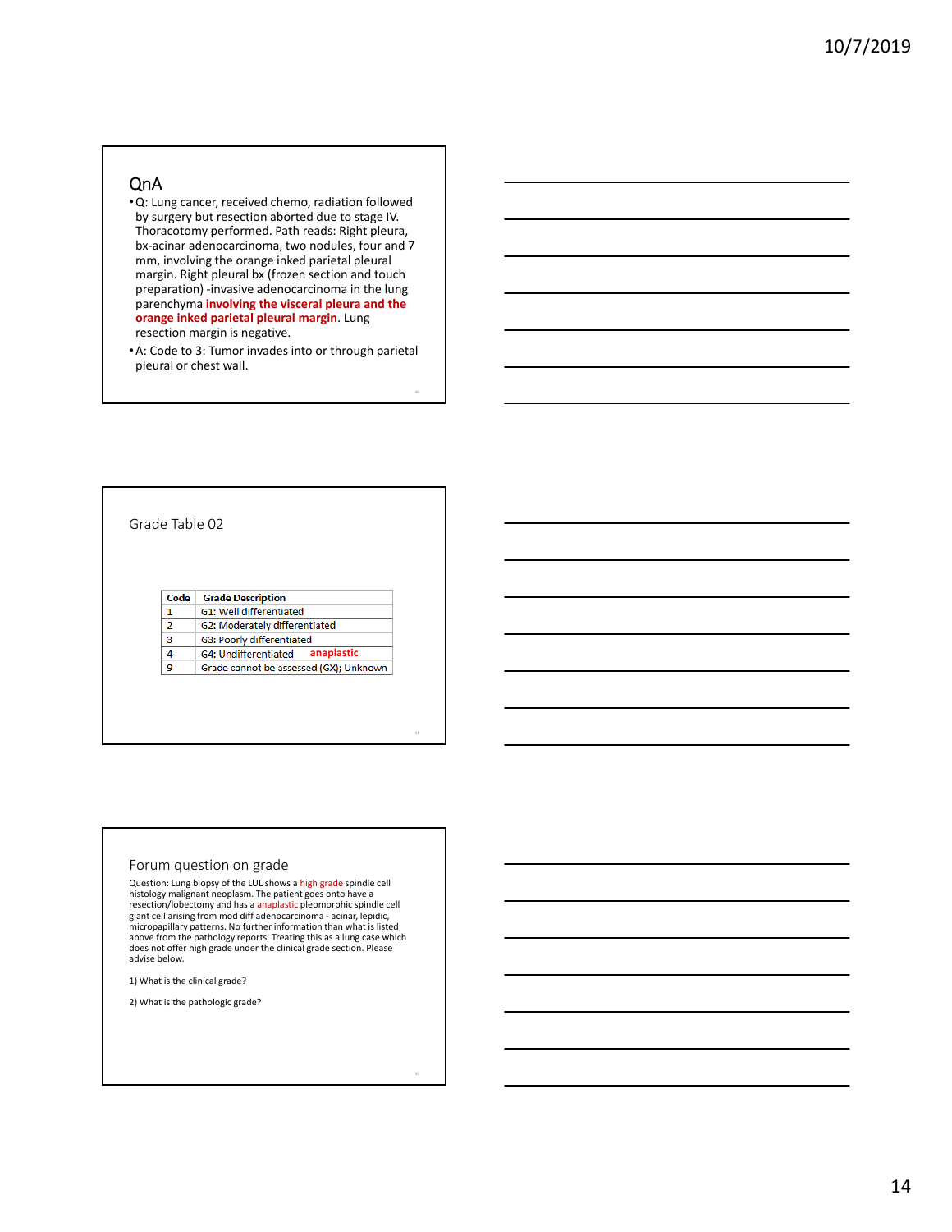## QnA

- Q: Lung cancer, received chemo, radiation followed by surgery but resection aborted due to stage IV. Thoracotomy performed. Path reads: Right pleura, bx-acinar adenocarcinoma, two nodules, four and 7 mm, involving the orange inked parietal pleural margin. Right pleural bx (frozen section and touch preparation) -invasive adenocarcinoma in the lung parenchyma **involving the visceral pleura and the orange inked parietal pleural margin**. Lung resection margin is negative.
- A: Code to 3: Tumor invades into or through parietal pleural or chest wall.

## Grade Table 02

| Code | Grade Description |
|---|---|
| 1 | G1: Well differentiated |
| 2 | G2: Moderately differentiated |
| 3 | G3: Poorly differentiated |
| 4 | G4: Undifferentiated **anaplastic** |
| 9 | Grade cannot be assessed (GX); Unknown |

## Forum question on grade

Question: Lung biopsy of the LUL shows a high grade spindle cell histology malignant neoplasm. The patient goes onto have a resection/lobectomy and has a anaplastic pleomorphic spindle cell giant cell arising from mod diff adenocarcinoma - acinar, lepidic, micropapillary patterns. No further information than what is listed above from the pathology reports. Treating this as a lung case which does not offer high grade under the clinical grade section. Please advise below.

1) What is the clinical grade?

2) What is the pathologic grade?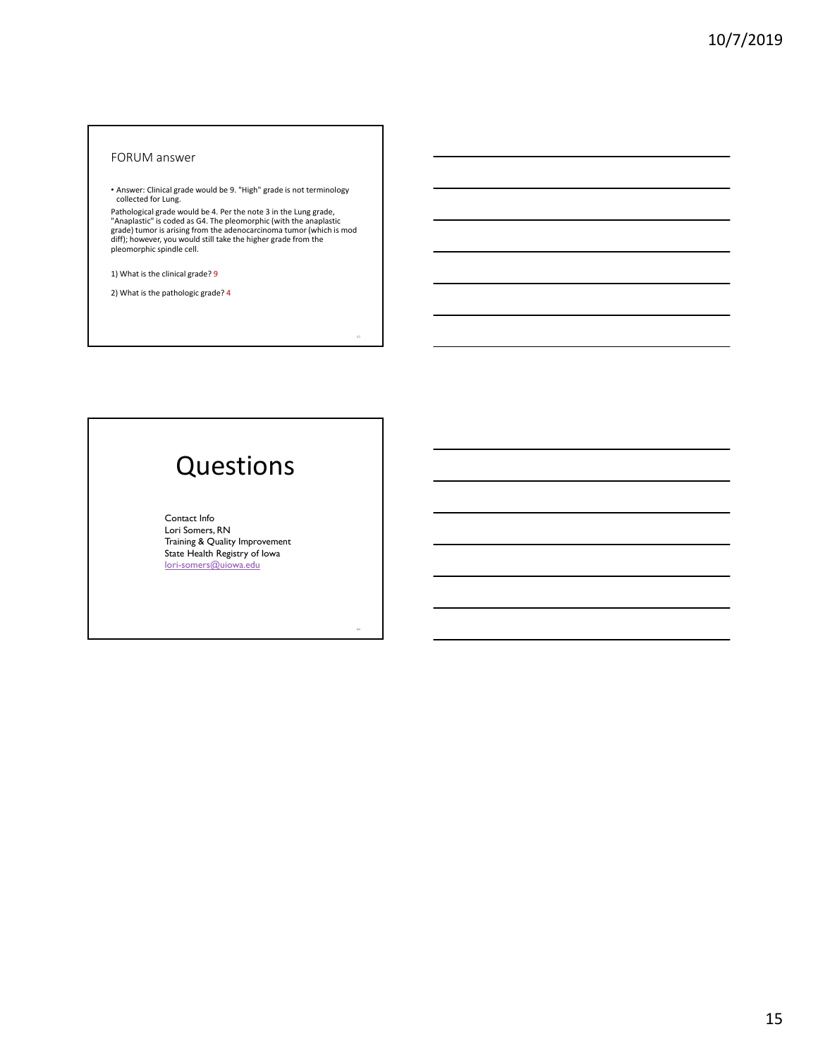## FORUM answer

- Answer: Clinical grade would be 9. "High" grade is not terminology collected for Lung.

Pathological grade would be 4. Per the note 3 in the Lung grade, "Anaplastic" is coded as G4. The pleomorphic (with the anaplastic grade) tumor is arising from the adenocarcinoma tumor (which is mod diff); however, you would still take the higher grade from the pleomorphic spindle cell.

1) What is the clinical grade? 9

2) What is the pathologic grade? 4

# Questions

Contact Info
Lori Somers, RN
Training & Quality Improvement
State Health Registry of Iowa
lori-somers@uiowa.edu